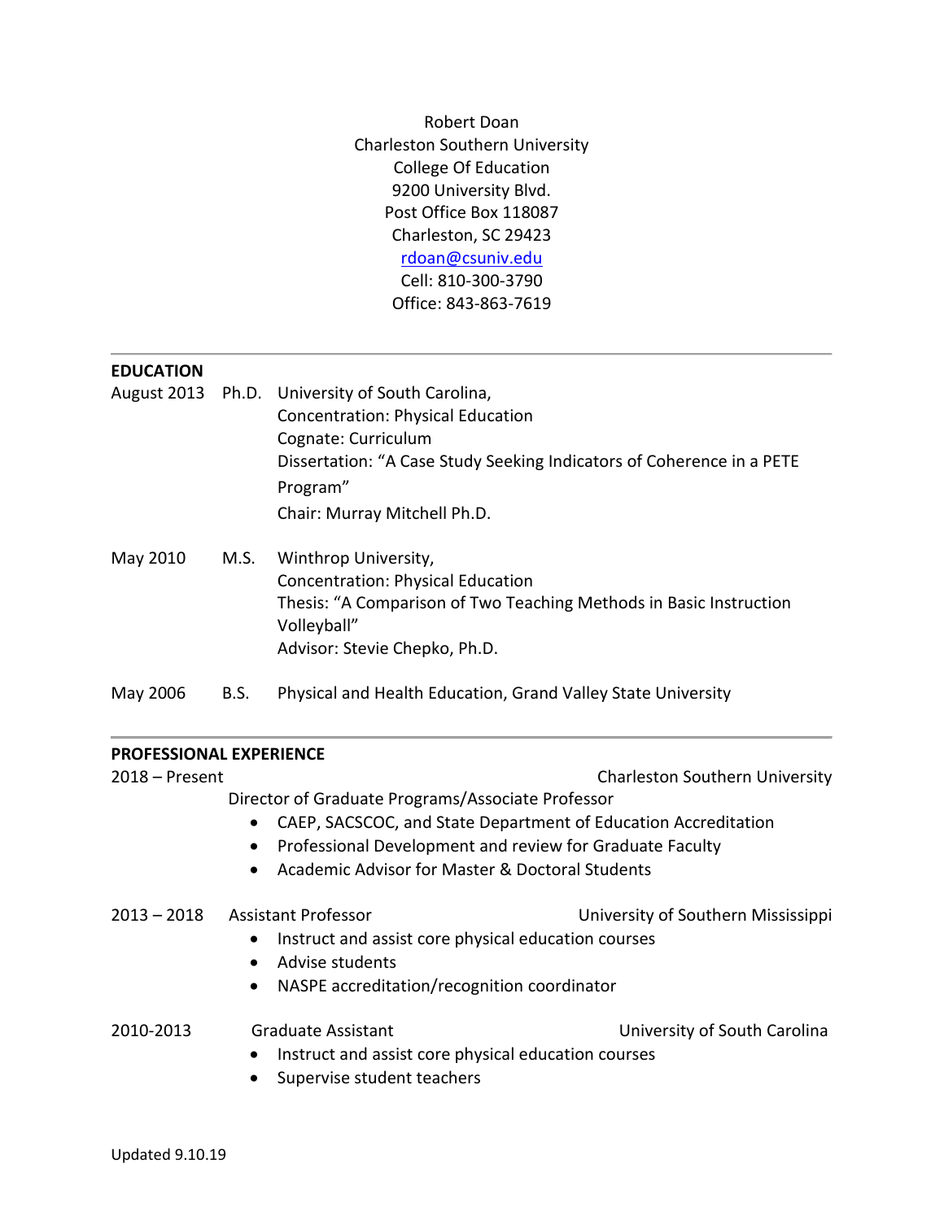Robert Doan
Charleston Southern University
College Of Education
9200 University Blvd.
Post Office Box 118087
Charleston, SC 29423
rdoan@csuniv.edu
Cell: 810-300-3790
Office: 843-863-7619

---

## EDUCATION

**August 2013** Ph.D. University of South Carolina,
Concentration: Physical Education
Cognate: Curriculum
Dissertation: "A Case Study Seeking Indicators of Coherence in a PETE Program"
Chair: Murray Mitchell Ph.D.

**May 2010** M.S. Winthrop University,
Concentration: Physical Education
Thesis: "A Comparison of Two Teaching Methods in Basic Instruction Volleyball"
Advisor: Stevie Chepko, Ph.D.

**May 2006** B.S. Physical and Health Education, Grand Valley State University

---

## PROFESSIONAL EXPERIENCE

**2018 – Present** Charleston Southern University
Director of Graduate Programs/Associate Professor

- CAEP, SACSCOC, and State Department of Education Accreditation
- Professional Development and review for Graduate Faculty
- Academic Advisor for Master & Doctoral Students

**2013 – 2018** Assistant Professor — University of Southern Mississippi

- Instruct and assist core physical education courses
- Advise students
- NASPE accreditation/recognition coordinator

**2010-2013** Graduate Assistant — University of South Carolina

- Instruct and assist core physical education courses
- Supervise student teachers

Updated 9.10.19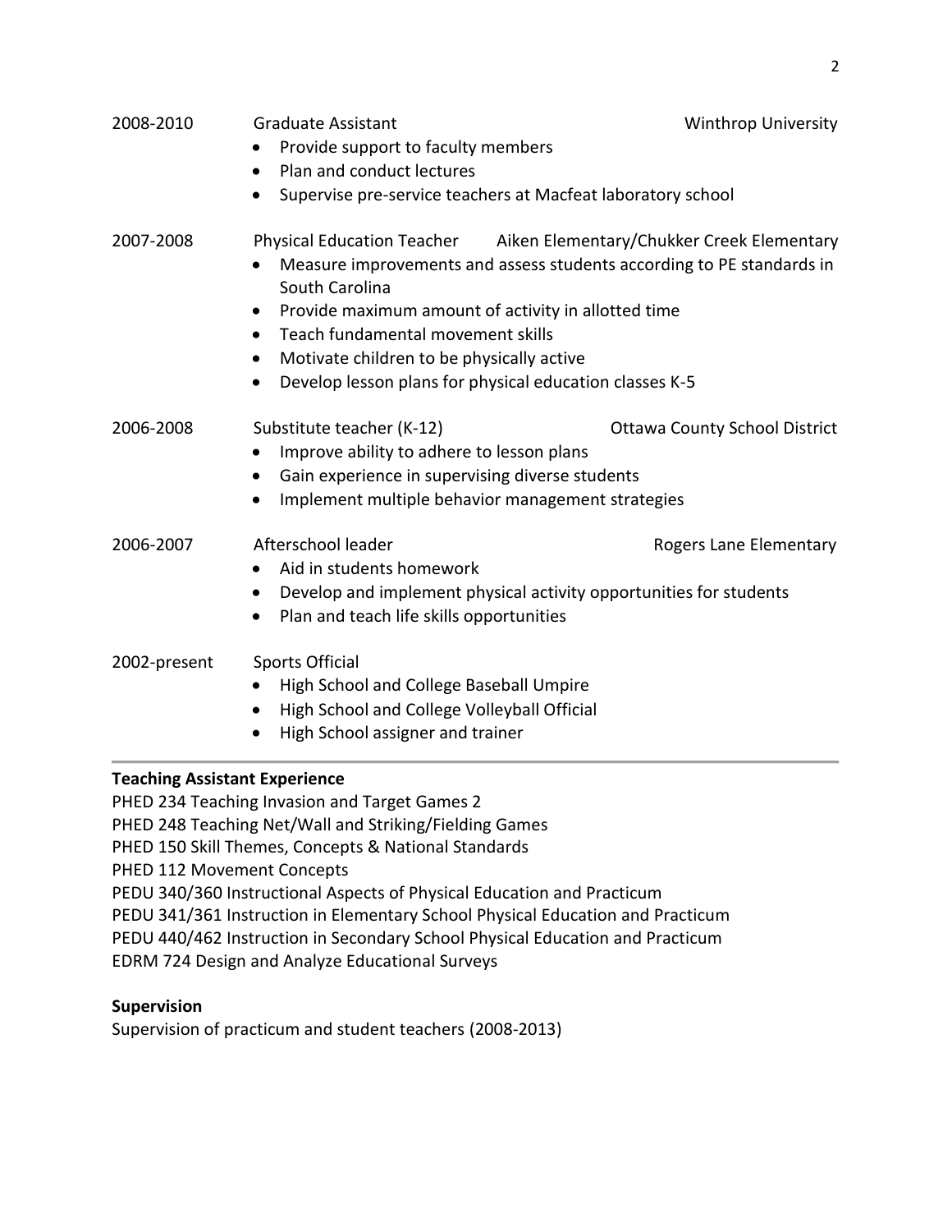2008-2010 Graduate Assistant — Winthrop University

- Provide support to faculty members
- Plan and conduct lectures
- Supervise pre-service teachers at Macfeat laboratory school

2007-2008 Physical Education Teacher — Aiken Elementary/Chukker Creek Elementary

- Measure improvements and assess students according to PE standards in South Carolina
- Provide maximum amount of activity in allotted time
- Teach fundamental movement skills
- Motivate children to be physically active
- Develop lesson plans for physical education classes K-5

2006-2008 Substitute teacher (K-12) — Ottawa County School District

- Improve ability to adhere to lesson plans
- Gain experience in supervising diverse students
- Implement multiple behavior management strategies

2006-2007 Afterschool leader — Rogers Lane Elementary

- Aid in students homework
- Develop and implement physical activity opportunities for students
- Plan and teach life skills opportunities

2002-present Sports Official

- High School and College Baseball Umpire
- High School and College Volleyball Official
- High School assigner and trainer

---

**Teaching Assistant Experience**

PHED 234 Teaching Invasion and Target Games 2
PHED 248 Teaching Net/Wall and Striking/Fielding Games
PHED 150 Skill Themes, Concepts & National Standards
PHED 112 Movement Concepts
PEDU 340/360 Instructional Aspects of Physical Education and Practicum
PEDU 341/361 Instruction in Elementary School Physical Education and Practicum
PEDU 440/462 Instruction in Secondary School Physical Education and Practicum
EDRM 724 Design and Analyze Educational Surveys

**Supervision**

Supervision of practicum and student teachers (2008-2013)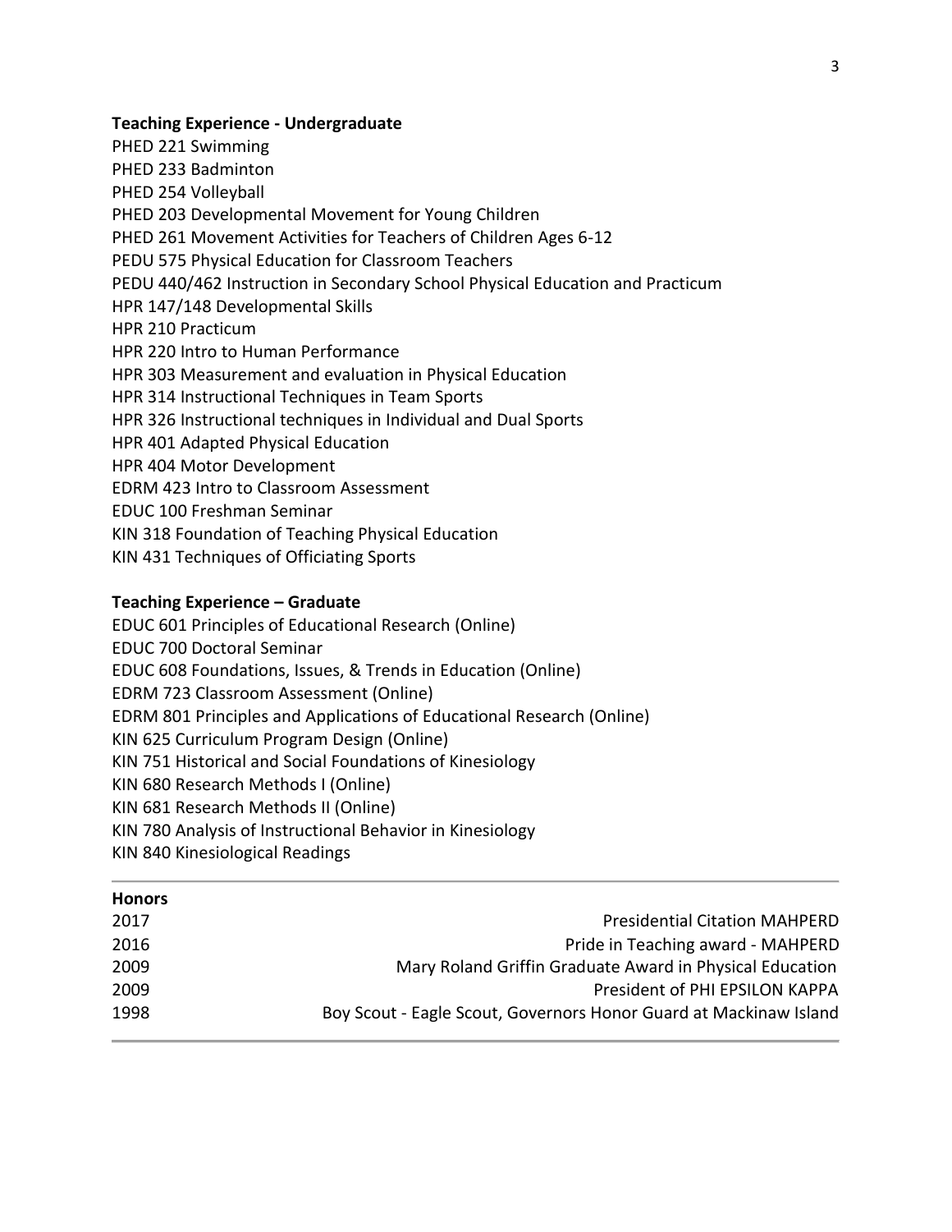**Teaching Experience - Undergraduate**

PHED 221 Swimming
PHED 233 Badminton
PHED 254 Volleyball
PHED 203 Developmental Movement for Young Children
PHED 261 Movement Activities for Teachers of Children Ages 6-12
PEDU 575 Physical Education for Classroom Teachers
PEDU 440/462 Instruction in Secondary School Physical Education and Practicum
HPR 147/148 Developmental Skills
HPR 210 Practicum
HPR 220 Intro to Human Performance
HPR 303 Measurement and evaluation in Physical Education
HPR 314 Instructional Techniques in Team Sports
HPR 326 Instructional techniques in Individual and Dual Sports
HPR 401 Adapted Physical Education
HPR 404 Motor Development
EDRM 423 Intro to Classroom Assessment
EDUC 100 Freshman Seminar
KIN 318 Foundation of Teaching Physical Education
KIN 431 Techniques of Officiating Sports

**Teaching Experience – Graduate**

EDUC 601 Principles of Educational Research (Online)
EDUC 700 Doctoral Seminar
EDUC 608 Foundations, Issues, & Trends in Education (Online)
EDRM 723 Classroom Assessment (Online)
EDRM 801 Principles and Applications of Educational Research (Online)
KIN 625 Curriculum Program Design (Online)
KIN 751 Historical and Social Foundations of Kinesiology
KIN 680 Research Methods I (Online)
KIN 681 Research Methods II (Online)
KIN 780 Analysis of Instructional Behavior in Kinesiology
KIN 840 Kinesiological Readings

---

**Honors**

| | |
|---|---|
| 2017 | Presidential Citation MAHPERD |
| 2016 | Pride in Teaching award - MAHPERD |
| 2009 | Mary Roland Griffin Graduate Award in Physical Education |
| 2009 | President of PHI EPSILON KAPPA |
| 1998 | Boy Scout - Eagle Scout, Governors Honor Guard at Mackinaw Island |

---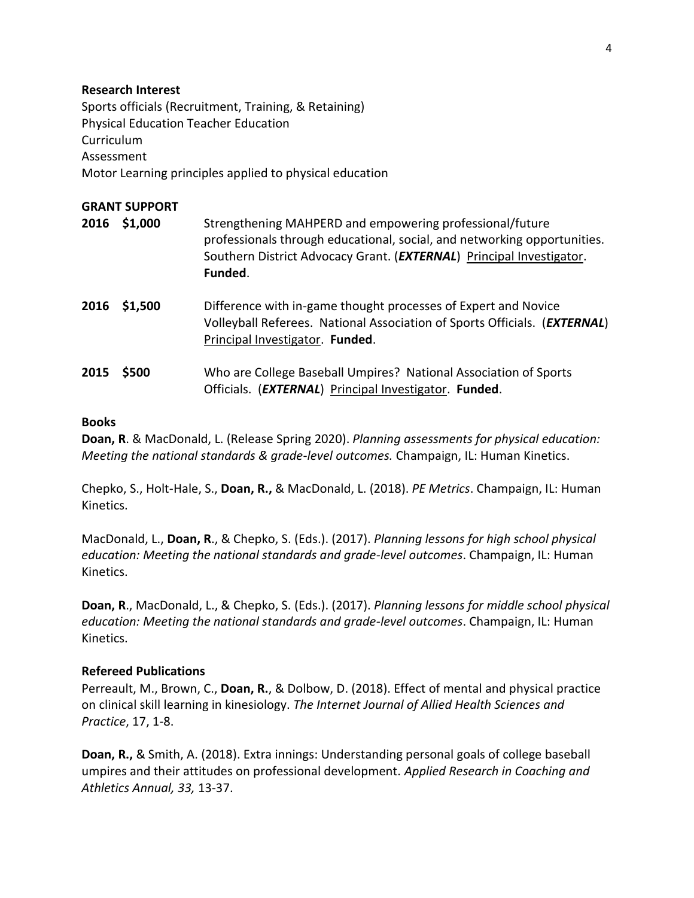**Research Interest**

Sports officials (Recruitment, Training, & Retaining)
Physical Education Teacher Education
Curriculum
Assessment
Motor Learning principles applied to physical education

**GRANT SUPPORT**

**2016 $1,000** Strengthening MAHPERD and empowering professional/future professionals through educational, social, and networking opportunities. Southern District Advocacy Grant. (***EXTERNAL***) <u>Principal Investigator</u>. **Funded**.

**2016 $1,500** Difference with in-game thought processes of Expert and Novice Volleyball Referees. National Association of Sports Officials. (***EXTERNAL***) <u>Principal Investigator</u>. **Funded**.

**2015 $500** Who are College Baseball Umpires? National Association of Sports Officials. (***EXTERNAL***) <u>Principal Investigator</u>. **Funded**.

**Books**

**Doan, R**. & MacDonald, L. (Release Spring 2020). *Planning assessments for physical education: Meeting the national standards & grade-level outcomes.* Champaign, IL: Human Kinetics.

Chepko, S., Holt-Hale, S., **Doan, R.,** & MacDonald, L. (2018). *PE Metrics*. Champaign, IL: Human Kinetics.

MacDonald, L., **Doan, R**., & Chepko, S. (Eds.). (2017). *Planning lessons for high school physical education: Meeting the national standards and grade-level outcomes*. Champaign, IL: Human Kinetics.

**Doan, R**., MacDonald, L., & Chepko, S. (Eds.). (2017). *Planning lessons for middle school physical education: Meeting the national standards and grade-level outcomes*. Champaign, IL: Human Kinetics.

**Refereed Publications**

Perreault, M., Brown, C., **Doan, R.**, & Dolbow, D. (2018). Effect of mental and physical practice on clinical skill learning in kinesiology. *The Internet Journal of Allied Health Sciences and Practice*, 17, 1-8.

**Doan, R.,** & Smith, A. (2018). Extra innings: Understanding personal goals of college baseball umpires and their attitudes on professional development. *Applied Research in Coaching and Athletics Annual, 33,* 13-37.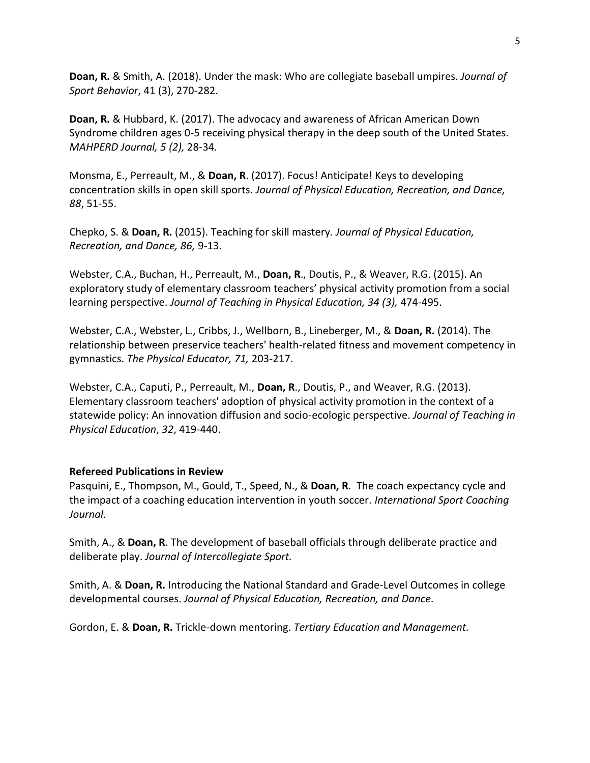**Doan, R.** & Smith, A. (2018). Under the mask: Who are collegiate baseball umpires. *Journal of Sport Behavior*, 41 (3), 270-282.

**Doan, R.** & Hubbard, K. (2017). The advocacy and awareness of African American Down Syndrome children ages 0-5 receiving physical therapy in the deep south of the United States. *MAHPERD Journal, 5 (2),* 28-34.

Monsma, E., Perreault, M., & **Doan, R**. (2017). Focus! Anticipate! Keys to developing concentration skills in open skill sports. *Journal of Physical Education, Recreation, and Dance, 88*, 51-55.

Chepko, S. & **Doan, R.** (2015). Teaching for skill mastery. *Journal of Physical Education, Recreation, and Dance, 86,* 9-13.

Webster, C.A., Buchan, H., Perreault, M., **Doan, R**., Doutis, P., & Weaver, R.G. (2015). An exploratory study of elementary classroom teachers' physical activity promotion from a social learning perspective. *Journal of Teaching in Physical Education, 34 (3),* 474-495.

Webster, C.A., Webster, L., Cribbs, J., Wellborn, B., Lineberger, M., & **Doan, R.** (2014). The relationship between preservice teachers' health-related fitness and movement competency in gymnastics. *The Physical Educator, 71,* 203-217.

Webster, C.A., Caputi, P., Perreault, M., **Doan, R**., Doutis, P., and Weaver, R.G. (2013). Elementary classroom teachers' adoption of physical activity promotion in the context of a statewide policy: An innovation diffusion and socio-ecologic perspective. *Journal of Teaching in Physical Education*, *32*, 419-440.

**Refereed Publications in Review**

Pasquini, E., Thompson, M., Gould, T., Speed, N., & **Doan, R**. The coach expectancy cycle and the impact of a coaching education intervention in youth soccer. *International Sport Coaching Journal.*

Smith, A., & **Doan, R**. The development of baseball officials through deliberate practice and deliberate play. *Journal of Intercollegiate Sport.*

Smith, A. & **Doan, R.** Introducing the National Standard and Grade-Level Outcomes in college developmental courses. *Journal of Physical Education, Recreation, and Dance.*

Gordon, E. & **Doan, R.** Trickle-down mentoring. *Tertiary Education and Management.*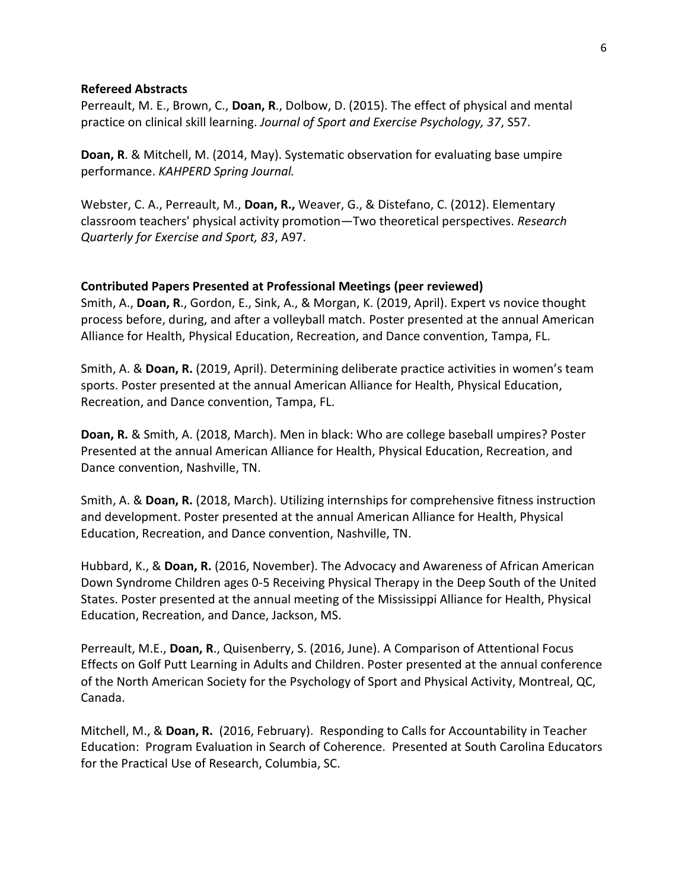**Refereed Abstracts**

Perreault, M. E., Brown, C., **Doan, R**., Dolbow, D. (2015). The effect of physical and mental practice on clinical skill learning. *Journal of Sport and Exercise Psychology, 37*, S57.

**Doan, R**. & Mitchell, M. (2014, May). Systematic observation for evaluating base umpire performance. *KAHPERD Spring Journal.*

Webster, C. A., Perreault, M., **Doan, R.,** Weaver, G., & Distefano, C. (2012). Elementary classroom teachers' physical activity promotion—Two theoretical perspectives. *Research Quarterly for Exercise and Sport, 83*, A97.

**Contributed Papers Presented at Professional Meetings (peer reviewed)**

Smith, A., **Doan, R**., Gordon, E., Sink, A., & Morgan, K. (2019, April). Expert vs novice thought process before, during, and after a volleyball match. Poster presented at the annual American Alliance for Health, Physical Education, Recreation, and Dance convention, Tampa, FL.

Smith, A. & **Doan, R.** (2019, April). Determining deliberate practice activities in women's team sports. Poster presented at the annual American Alliance for Health, Physical Education, Recreation, and Dance convention, Tampa, FL.

**Doan, R.** & Smith, A. (2018, March). Men in black: Who are college baseball umpires? Poster Presented at the annual American Alliance for Health, Physical Education, Recreation, and Dance convention, Nashville, TN.

Smith, A. & **Doan, R.** (2018, March). Utilizing internships for comprehensive fitness instruction and development. Poster presented at the annual American Alliance for Health, Physical Education, Recreation, and Dance convention, Nashville, TN.

Hubbard, K., & **Doan, R.** (2016, November). The Advocacy and Awareness of African American Down Syndrome Children ages 0-5 Receiving Physical Therapy in the Deep South of the United States. Poster presented at the annual meeting of the Mississippi Alliance for Health, Physical Education, Recreation, and Dance, Jackson, MS.

Perreault, M.E., **Doan, R**., Quisenberry, S. (2016, June). A Comparison of Attentional Focus Effects on Golf Putt Learning in Adults and Children. Poster presented at the annual conference of the North American Society for the Psychology of Sport and Physical Activity, Montreal, QC, Canada.

Mitchell, M., & **Doan, R.** (2016, February). Responding to Calls for Accountability in Teacher Education: Program Evaluation in Search of Coherence. Presented at South Carolina Educators for the Practical Use of Research, Columbia, SC.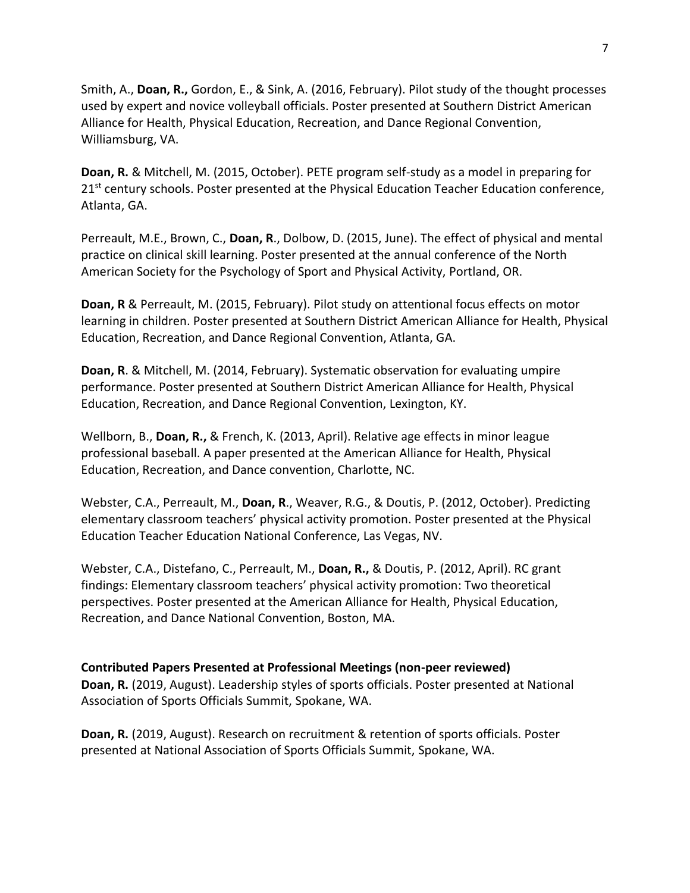Smith, A., **Doan, R.,** Gordon, E., & Sink, A. (2016, February). Pilot study of the thought processes used by expert and novice volleyball officials. Poster presented at Southern District American Alliance for Health, Physical Education, Recreation, and Dance Regional Convention, Williamsburg, VA.

**Doan, R.** & Mitchell, M. (2015, October). PETE program self-study as a model in preparing for 21st century schools. Poster presented at the Physical Education Teacher Education conference, Atlanta, GA.

Perreault, M.E., Brown, C., **Doan, R**., Dolbow, D. (2015, June). The effect of physical and mental practice on clinical skill learning. Poster presented at the annual conference of the North American Society for the Psychology of Sport and Physical Activity, Portland, OR.

**Doan, R** & Perreault, M. (2015, February). Pilot study on attentional focus effects on motor learning in children. Poster presented at Southern District American Alliance for Health, Physical Education, Recreation, and Dance Regional Convention, Atlanta, GA.

**Doan, R**. & Mitchell, M. (2014, February). Systematic observation for evaluating umpire performance. Poster presented at Southern District American Alliance for Health, Physical Education, Recreation, and Dance Regional Convention, Lexington, KY.

Wellborn, B., **Doan, R.,** & French, K. (2013, April). Relative age effects in minor league professional baseball. A paper presented at the American Alliance for Health, Physical Education, Recreation, and Dance convention, Charlotte, NC.

Webster, C.A., Perreault, M., **Doan, R**., Weaver, R.G., & Doutis, P. (2012, October). Predicting elementary classroom teachers' physical activity promotion. Poster presented at the Physical Education Teacher Education National Conference, Las Vegas, NV.

Webster, C.A., Distefano, C., Perreault, M., **Doan, R.,** & Doutis, P. (2012, April). RC grant findings: Elementary classroom teachers' physical activity promotion: Two theoretical perspectives. Poster presented at the American Alliance for Health, Physical Education, Recreation, and Dance National Convention, Boston, MA.

**Contributed Papers Presented at Professional Meetings (non-peer reviewed)**

**Doan, R.** (2019, August). Leadership styles of sports officials. Poster presented at National Association of Sports Officials Summit, Spokane, WA.

**Doan, R.** (2019, August). Research on recruitment & retention of sports officials. Poster presented at National Association of Sports Officials Summit, Spokane, WA.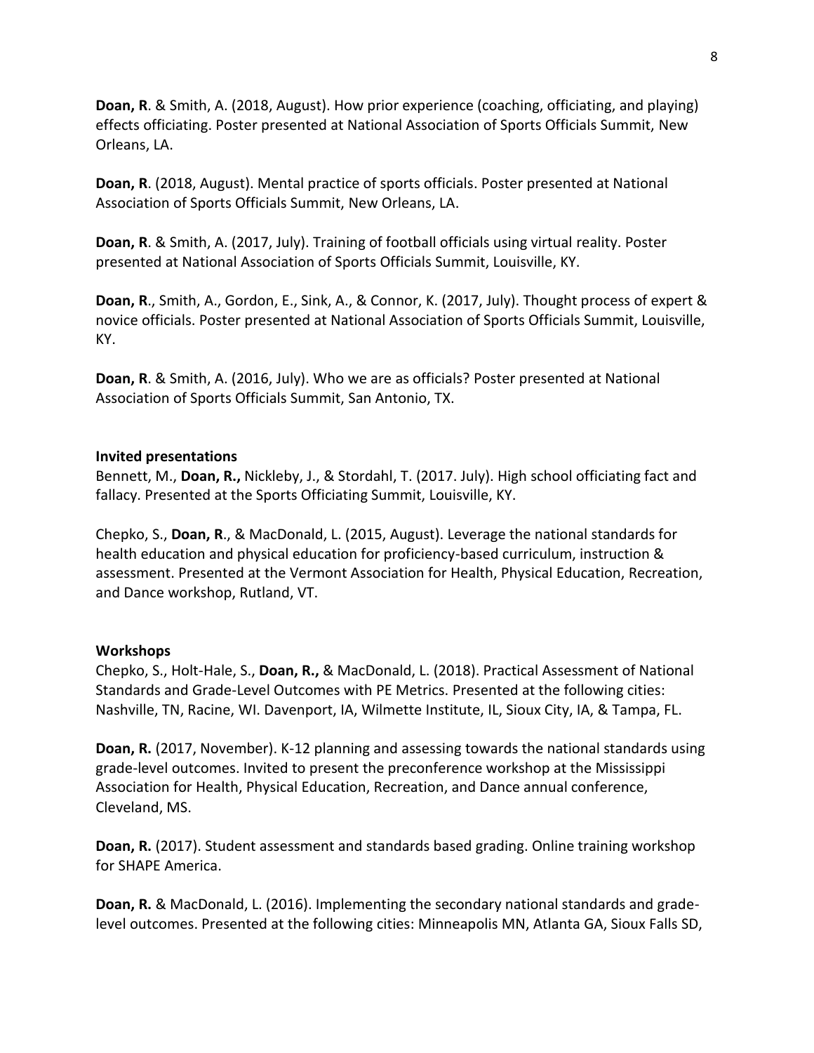**Doan, R**. & Smith, A. (2018, August). How prior experience (coaching, officiating, and playing) effects officiating. Poster presented at National Association of Sports Officials Summit, New Orleans, LA.

**Doan, R**. (2018, August). Mental practice of sports officials. Poster presented at National Association of Sports Officials Summit, New Orleans, LA.

**Doan, R**. & Smith, A. (2017, July). Training of football officials using virtual reality. Poster presented at National Association of Sports Officials Summit, Louisville, KY.

**Doan, R**., Smith, A., Gordon, E., Sink, A., & Connor, K. (2017, July). Thought process of expert & novice officials. Poster presented at National Association of Sports Officials Summit, Louisville, KY.

**Doan, R**. & Smith, A. (2016, July). Who we are as officials? Poster presented at National Association of Sports Officials Summit, San Antonio, TX.

**Invited presentations**

Bennett, M., **Doan, R.,** Nickleby, J., & Stordahl, T. (2017. July). High school officiating fact and fallacy. Presented at the Sports Officiating Summit, Louisville, KY.

Chepko, S., **Doan, R**., & MacDonald, L. (2015, August). Leverage the national standards for health education and physical education for proficiency-based curriculum, instruction & assessment. Presented at the Vermont Association for Health, Physical Education, Recreation, and Dance workshop, Rutland, VT.

**Workshops**

Chepko, S., Holt-Hale, S., **Doan, R.,** & MacDonald, L. (2018). Practical Assessment of National Standards and Grade-Level Outcomes with PE Metrics. Presented at the following cities: Nashville, TN, Racine, WI. Davenport, IA, Wilmette Institute, IL, Sioux City, IA, & Tampa, FL.

**Doan, R.** (2017, November). K-12 planning and assessing towards the national standards using grade-level outcomes. Invited to present the preconference workshop at the Mississippi Association for Health, Physical Education, Recreation, and Dance annual conference, Cleveland, MS.

**Doan, R.** (2017). Student assessment and standards based grading. Online training workshop for SHAPE America.

**Doan, R.** & MacDonald, L. (2016). Implementing the secondary national standards and grade-level outcomes. Presented at the following cities: Minneapolis MN, Atlanta GA, Sioux Falls SD,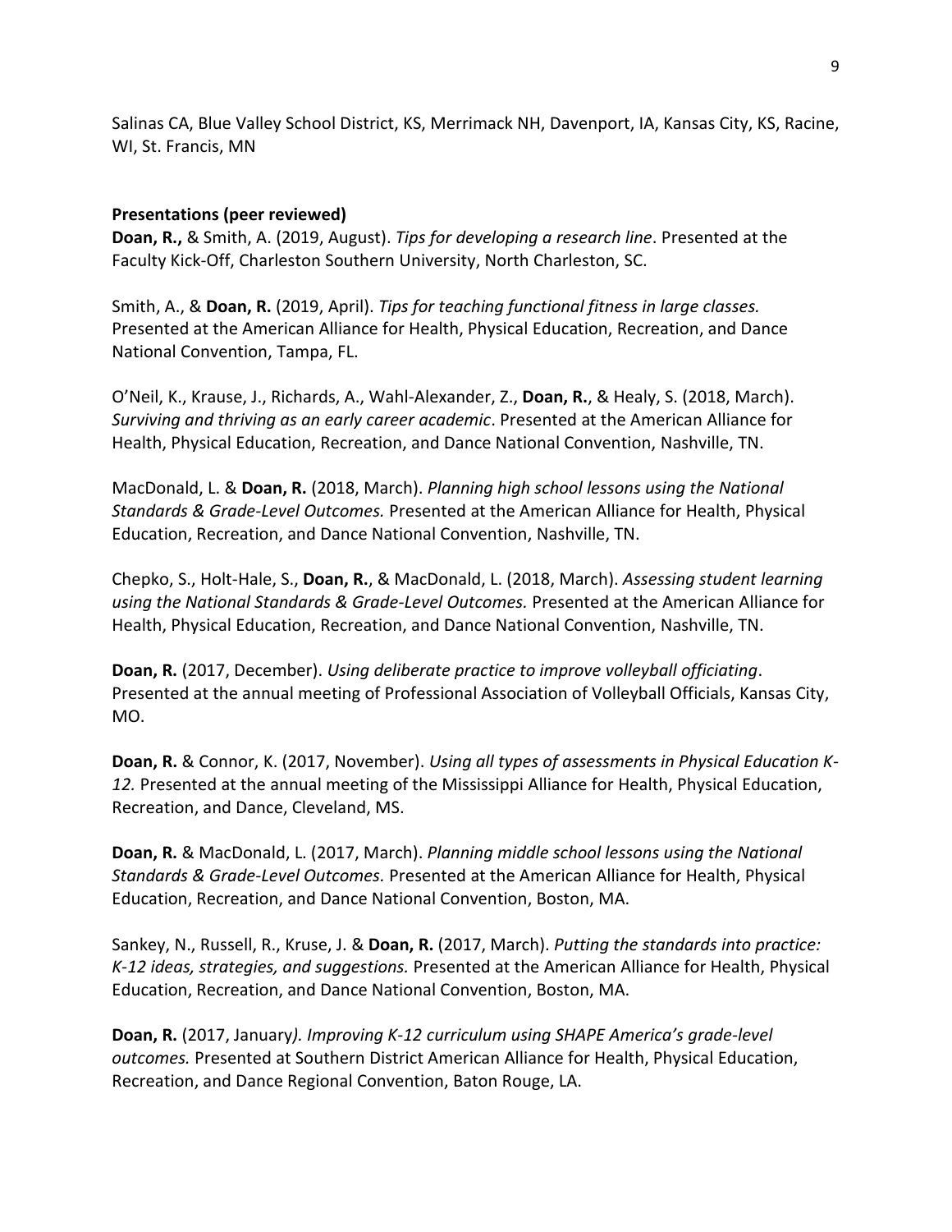Salinas CA, Blue Valley School District, KS, Merrimack NH, Davenport, IA, Kansas City, KS, Racine, WI, St. Francis, MN

**Presentations (peer reviewed)**

**Doan, R.,** & Smith, A. (2019, August). *Tips for developing a research line*. Presented at the Faculty Kick-Off, Charleston Southern University, North Charleston, SC.

Smith, A., & **Doan, R.** (2019, April). *Tips for teaching functional fitness in large classes.* Presented at the American Alliance for Health, Physical Education, Recreation, and Dance National Convention, Tampa, FL.

O'Neil, K., Krause, J., Richards, A., Wahl-Alexander, Z., **Doan, R.**, & Healy, S. (2018, March). *Surviving and thriving as an early career academic*. Presented at the American Alliance for Health, Physical Education, Recreation, and Dance National Convention, Nashville, TN.

MacDonald, L. & **Doan, R.** (2018, March). *Planning high school lessons using the National Standards & Grade-Level Outcomes.* Presented at the American Alliance for Health, Physical Education, Recreation, and Dance National Convention, Nashville, TN.

Chepko, S., Holt-Hale, S., **Doan, R.**, & MacDonald, L. (2018, March). *Assessing student learning using the National Standards & Grade-Level Outcomes.* Presented at the American Alliance for Health, Physical Education, Recreation, and Dance National Convention, Nashville, TN.

**Doan, R.** (2017, December). *Using deliberate practice to improve volleyball officiating*. Presented at the annual meeting of Professional Association of Volleyball Officials, Kansas City, MO.

**Doan, R.** & Connor, K. (2017, November). *Using all types of assessments in Physical Education K-12.* Presented at the annual meeting of the Mississippi Alliance for Health, Physical Education, Recreation, and Dance, Cleveland, MS.

**Doan, R.** & MacDonald, L. (2017, March). *Planning middle school lessons using the National Standards & Grade-Level Outcomes.* Presented at the American Alliance for Health, Physical Education, Recreation, and Dance National Convention, Boston, MA.

Sankey, N., Russell, R., Kruse, J. & **Doan, R.** (2017, March). *Putting the standards into practice: K-12 ideas, strategies, and suggestions.* Presented at the American Alliance for Health, Physical Education, Recreation, and Dance National Convention, Boston, MA.

**Doan, R.** (2017, January*). Improving K-12 curriculum using SHAPE America's grade-level outcomes.* Presented at Southern District American Alliance for Health, Physical Education, Recreation, and Dance Regional Convention, Baton Rouge, LA.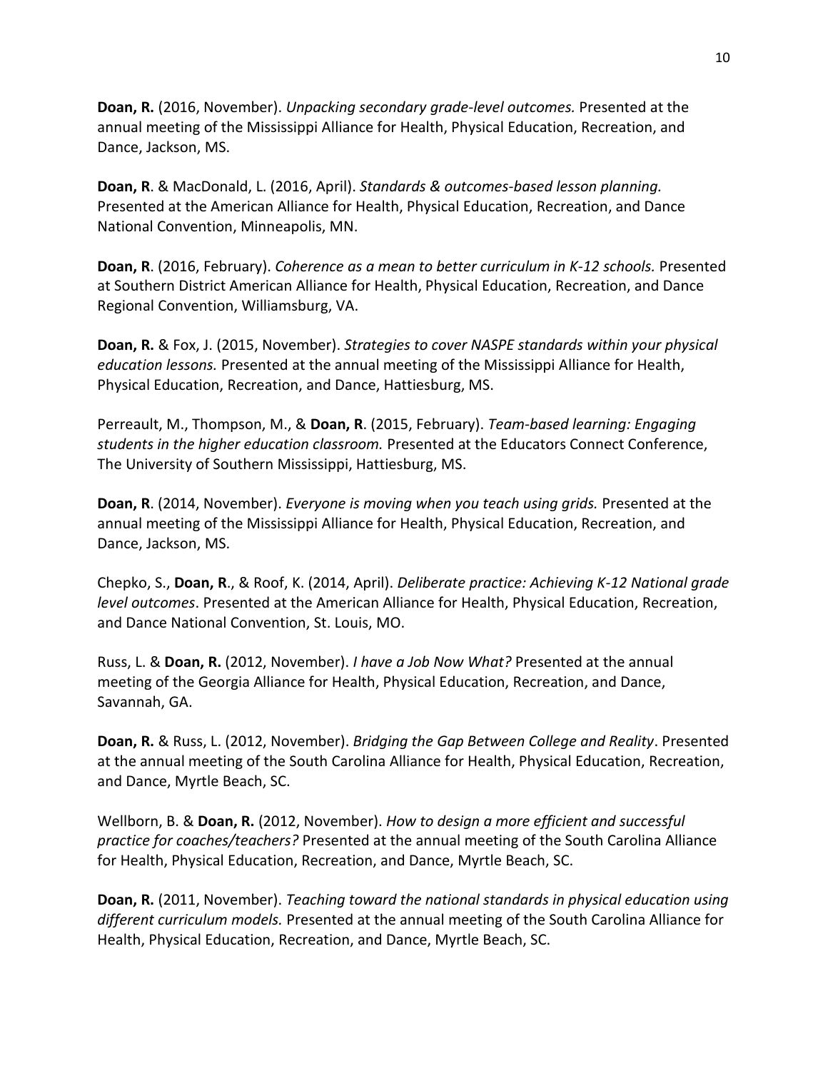**Doan, R.** (2016, November). *Unpacking secondary grade-level outcomes.* Presented at the annual meeting of the Mississippi Alliance for Health, Physical Education, Recreation, and Dance, Jackson, MS.

**Doan, R**. & MacDonald, L. (2016, April). *Standards & outcomes-based lesson planning.* Presented at the American Alliance for Health, Physical Education, Recreation, and Dance National Convention, Minneapolis, MN.

**Doan, R**. (2016, February). *Coherence as a mean to better curriculum in K-12 schools.* Presented at Southern District American Alliance for Health, Physical Education, Recreation, and Dance Regional Convention, Williamsburg, VA.

**Doan, R.** & Fox, J. (2015, November). *Strategies to cover NASPE standards within your physical education lessons.* Presented at the annual meeting of the Mississippi Alliance for Health, Physical Education, Recreation, and Dance, Hattiesburg, MS.

Perreault, M., Thompson, M., & **Doan, R**. (2015, February). *Team-based learning: Engaging students in the higher education classroom.* Presented at the Educators Connect Conference, The University of Southern Mississippi, Hattiesburg, MS.

**Doan, R**. (2014, November). *Everyone is moving when you teach using grids.* Presented at the annual meeting of the Mississippi Alliance for Health, Physical Education, Recreation, and Dance, Jackson, MS.

Chepko, S., **Doan, R**., & Roof, K. (2014, April). *Deliberate practice: Achieving K-12 National grade level outcomes*. Presented at the American Alliance for Health, Physical Education, Recreation, and Dance National Convention, St. Louis, MO.

Russ, L. & **Doan, R.** (2012, November). *I have a Job Now What?* Presented at the annual meeting of the Georgia Alliance for Health, Physical Education, Recreation, and Dance, Savannah, GA.

**Doan, R.** & Russ, L. (2012, November). *Bridging the Gap Between College and Reality*. Presented at the annual meeting of the South Carolina Alliance for Health, Physical Education, Recreation, and Dance, Myrtle Beach, SC.

Wellborn, B. & **Doan, R.** (2012, November). *How to design a more efficient and successful practice for coaches/teachers?* Presented at the annual meeting of the South Carolina Alliance for Health, Physical Education, Recreation, and Dance, Myrtle Beach, SC.

**Doan, R.** (2011, November). *Teaching toward the national standards in physical education using different curriculum models.* Presented at the annual meeting of the South Carolina Alliance for Health, Physical Education, Recreation, and Dance, Myrtle Beach, SC.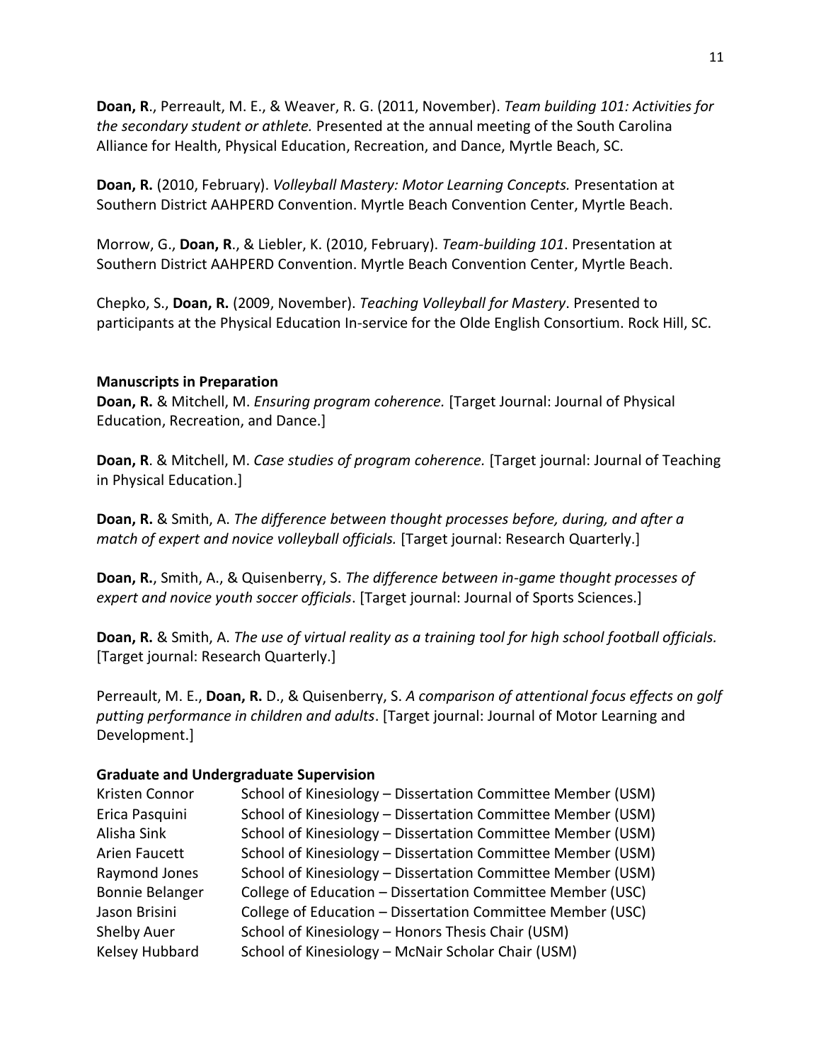**Doan, R**., Perreault, M. E., & Weaver, R. G. (2011, November). *Team building 101: Activities for the secondary student or athlete.* Presented at the annual meeting of the South Carolina Alliance for Health, Physical Education, Recreation, and Dance, Myrtle Beach, SC.

**Doan, R.** (2010, February). *Volleyball Mastery: Motor Learning Concepts.* Presentation at Southern District AAHPERD Convention. Myrtle Beach Convention Center, Myrtle Beach.

Morrow, G., **Doan, R**., & Liebler, K. (2010, February). *Team-building 101*. Presentation at Southern District AAHPERD Convention. Myrtle Beach Convention Center, Myrtle Beach.

Chepko, S., **Doan, R.** (2009, November). *Teaching Volleyball for Mastery*. Presented to participants at the Physical Education In-service for the Olde English Consortium. Rock Hill, SC.

**Manuscripts in Preparation**

**Doan, R.** & Mitchell, M. *Ensuring program coherence.* [Target Journal: Journal of Physical Education, Recreation, and Dance.]

**Doan, R**. & Mitchell, M. *Case studies of program coherence.* [Target journal: Journal of Teaching in Physical Education.]

**Doan, R.** & Smith, A. *The difference between thought processes before, during, and after a match of expert and novice volleyball officials.* [Target journal: Research Quarterly.]

**Doan, R.**, Smith, A., & Quisenberry, S. *The difference between in-game thought processes of expert and novice youth soccer officials*. [Target journal: Journal of Sports Sciences.]

**Doan, R.** & Smith, A. *The use of virtual reality as a training tool for high school football officials.* [Target journal: Research Quarterly.]

Perreault, M. E., **Doan, R.** D., & Quisenberry, S. *A comparison of attentional focus effects on golf putting performance in children and adults*. [Target journal: Journal of Motor Learning and Development.]

**Graduate and Undergraduate Supervision**

| | |
|---|---|
| Kristen Connor | School of Kinesiology – Dissertation Committee Member (USM) |
| Erica Pasquini | School of Kinesiology – Dissertation Committee Member (USM) |
| Alisha Sink | School of Kinesiology – Dissertation Committee Member (USM) |
| Arien Faucett | School of Kinesiology – Dissertation Committee Member (USM) |
| Raymond Jones | School of Kinesiology – Dissertation Committee Member (USM) |
| Bonnie Belanger | College of Education – Dissertation Committee Member (USC) |
| Jason Brisini | College of Education – Dissertation Committee Member (USC) |
| Shelby Auer | School of Kinesiology – Honors Thesis Chair (USM) |
| Kelsey Hubbard | School of Kinesiology – McNair Scholar Chair (USM) |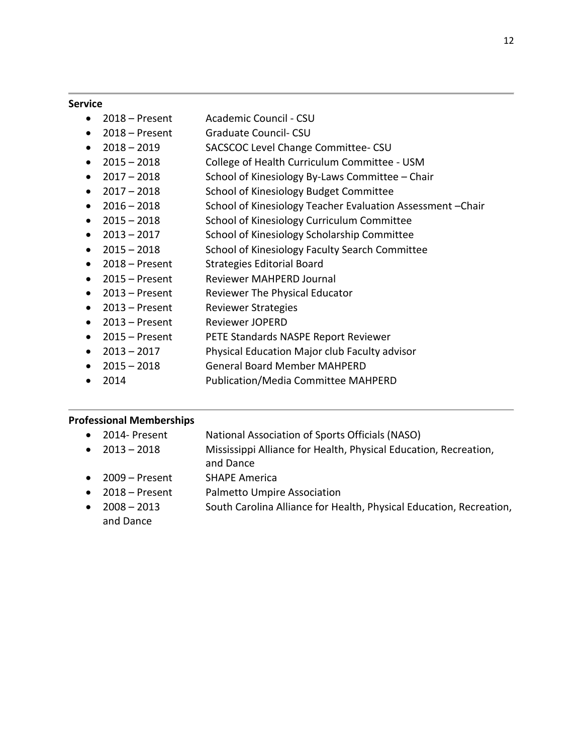## Service

- 2018 – Present — Academic Council - CSU
- 2018 – Present — Graduate Council- CSU
- 2018 – 2019 — SACSCOC Level Change Committee- CSU
- 2015 – 2018 — College of Health Curriculum Committee - USM
- 2017 – 2018 — School of Kinesiology By-Laws Committee – Chair
- 2017 – 2018 — School of Kinesiology Budget Committee
- 2016 – 2018 — School of Kinesiology Teacher Evaluation Assessment –Chair
- 2015 – 2018 — School of Kinesiology Curriculum Committee
- 2013 – 2017 — School of Kinesiology Scholarship Committee
- 2015 – 2018 — School of Kinesiology Faculty Search Committee
- 2018 – Present — Strategies Editorial Board
- 2015 – Present — Reviewer MAHPERD Journal
- 2013 – Present — Reviewer The Physical Educator
- 2013 – Present — Reviewer Strategies
- 2013 – Present — Reviewer JOPERD
- 2015 – Present — PETE Standards NASPE Report Reviewer
- 2013 – 2017 — Physical Education Major club Faculty advisor
- 2015 – 2018 — General Board Member MAHPERD
- 2014 — Publication/Media Committee MAHPERD

## Professional Memberships

- 2014- Present — National Association of Sports Officials (NASO)
- 2013 – 2018 — Mississippi Alliance for Health, Physical Education, Recreation, and Dance
- 2009 – Present — SHAPE America
- 2018 – Present — Palmetto Umpire Association
- 2008 – 2013 — South Carolina Alliance for Health, Physical Education, Recreation, and Dance